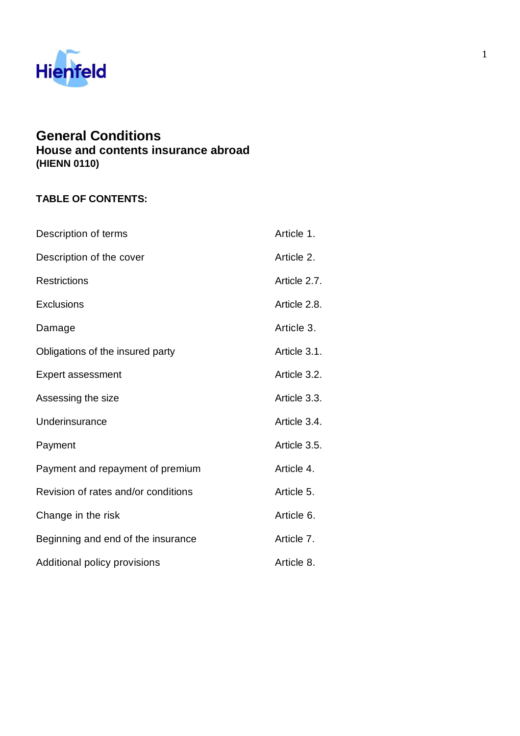Hienfeld

# General Conditions

## House and contents insurance abroad

**(HIENN 0110)**

**TABLE OF CONTENTS:**

| | |
|---|---|
| Description of terms | Article 1. |
| Description of the cover | Article 2. |
| Restrictions | Article 2.7. |
| Exclusions | Article 2.8. |
| Damage | Article 3. |
| Obligations of the insured party | Article 3.1. |
| Expert assessment | Article 3.2. |
| Assessing the size | Article 3.3. |
| Underinsurance | Article 3.4. |
| Payment | Article 3.5. |
| Payment and repayment of premium | Article 4. |
| Revision of rates and/or conditions | Article 5. |
| Change in the risk | Article 6. |
| Beginning and end of the insurance | Article 7. |
| Additional policy provisions | Article 8. |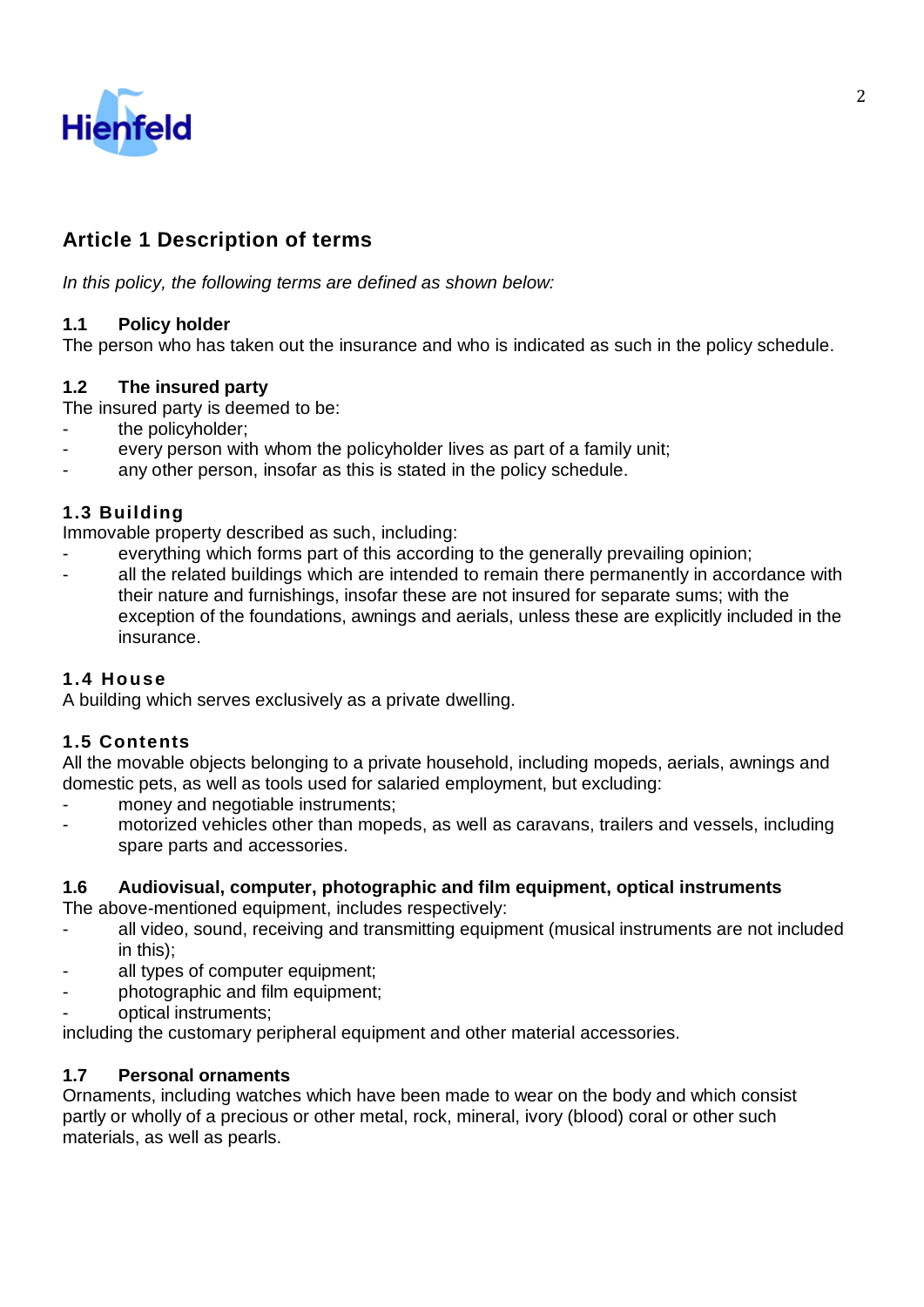## Article 1 Description of terms

*In this policy, the following terms are defined as shown below:*

### 1.1 Policy holder

The person who has taken out the insurance and who is indicated as such in the policy schedule.

### 1.2 The insured party

The insured party is deemed to be:

- the policyholder;
- every person with whom the policyholder lives as part of a family unit;
- any other person, insofar as this is stated in the policy schedule.

### 1.3 Building

Immovable property described as such, including:

- everything which forms part of this according to the generally prevailing opinion;
- all the related buildings which are intended to remain there permanently in accordance with their nature and furnishings, insofar these are not insured for separate sums; with the exception of the foundations, awnings and aerials, unless these are explicitly included in the insurance.

### 1.4 House

A building which serves exclusively as a private dwelling.

### 1.5 Contents

All the movable objects belonging to a private household, including mopeds, aerials, awnings and domestic pets, as well as tools used for salaried employment, but excluding:

- money and negotiable instruments;
- motorized vehicles other than mopeds, as well as caravans, trailers and vessels, including spare parts and accessories.

### 1.6 Audiovisual, computer, photographic and film equipment, optical instruments

The above-mentioned equipment, includes respectively:

- all video, sound, receiving and transmitting equipment (musical instruments are not included in this);
- all types of computer equipment;
- photographic and film equipment;
- optical instruments;

including the customary peripheral equipment and other material accessories.

### 1.7 Personal ornaments

Ornaments, including watches which have been made to wear on the body and which consist partly or wholly of a precious or other metal, rock, mineral, ivory (blood) coral or other such materials, as well as pearls.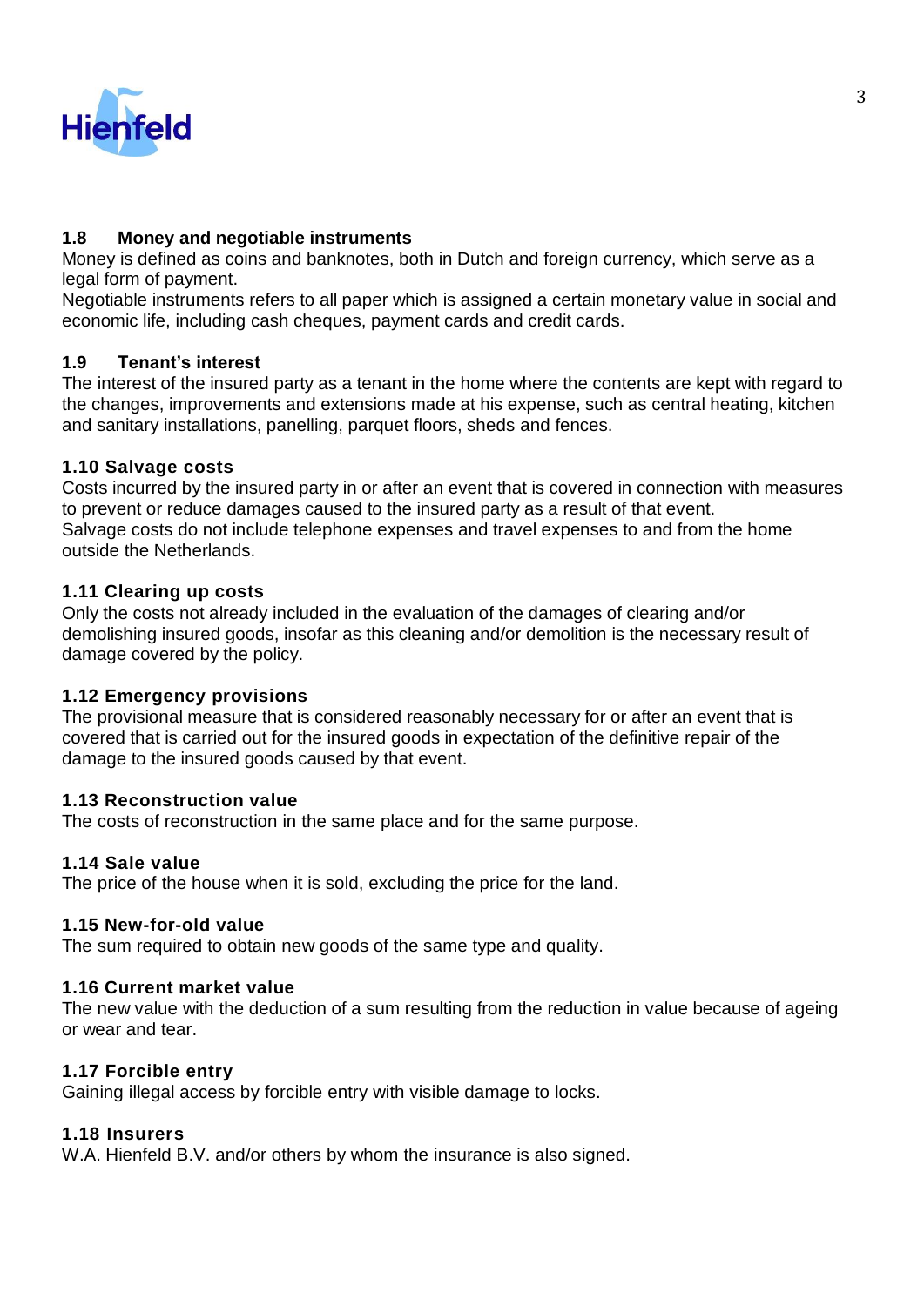### 1.8 Money and negotiable instruments

Money is defined as coins and banknotes, both in Dutch and foreign currency, which serve as a legal form of payment.
Negotiable instruments refers to all paper which is assigned a certain monetary value in social and economic life, including cash cheques, payment cards and credit cards.

### 1.9 Tenant's interest

The interest of the insured party as a tenant in the home where the contents are kept with regard to the changes, improvements and extensions made at his expense, such as central heating, kitchen and sanitary installations, panelling, parquet floors, sheds and fences.

### 1.10 Salvage costs

Costs incurred by the insured party in or after an event that is covered in connection with measures to prevent or reduce damages caused to the insured party as a result of that event.
Salvage costs do not include telephone expenses and travel expenses to and from the home outside the Netherlands.

### 1.11 Clearing up costs

Only the costs not already included in the evaluation of the damages of clearing and/or demolishing insured goods, insofar as this cleaning and/or demolition is the necessary result of damage covered by the policy.

### 1.12 Emergency provisions

The provisional measure that is considered reasonably necessary for or after an event that is covered that is carried out for the insured goods in expectation of the definitive repair of the damage to the insured goods caused by that event.

### 1.13 Reconstruction value

The costs of reconstruction in the same place and for the same purpose.

### 1.14 Sale value

The price of the house when it is sold, excluding the price for the land.

### 1.15 New-for-old value

The sum required to obtain new goods of the same type and quality.

### 1.16 Current market value

The new value with the deduction of a sum resulting from the reduction in value because of ageing or wear and tear.

### 1.17 Forcible entry

Gaining illegal access by forcible entry with visible damage to locks.

### 1.18 Insurers

W.A. Hienfeld B.V. and/or others by whom the insurance is also signed.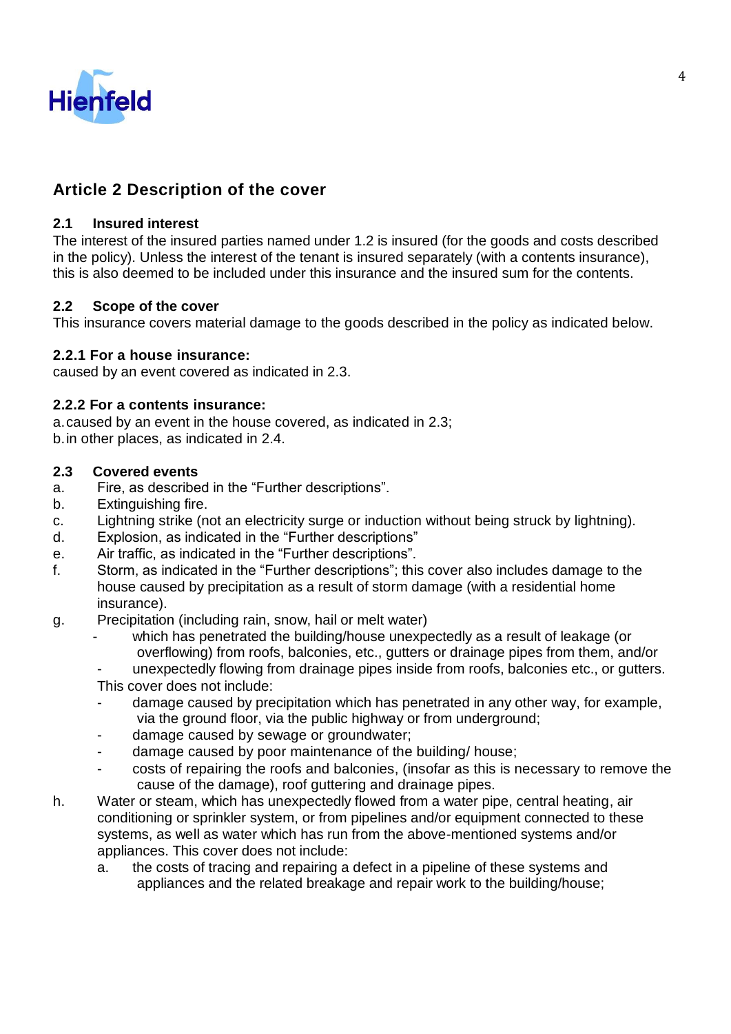## Article 2 Description of the cover

### 2.1 Insured interest

The interest of the insured parties named under 1.2 is insured (for the goods and costs described in the policy). Unless the interest of the tenant is insured separately (with a contents insurance), this is also deemed to be included under this insurance and the insured sum for the contents.

### 2.2 Scope of the cover

This insurance covers material damage to the goods described in the policy as indicated below.

#### 2.2.1 For a house insurance:

caused by an event covered as indicated in 2.3.

#### 2.2.2 For a contents insurance:

a. caused by an event in the house covered, as indicated in 2.3;
b. in other places, as indicated in 2.4.

### 2.3 Covered events

a. Fire, as described in the "Further descriptions".
b. Extinguishing fire.
c. Lightning strike (not an electricity surge or induction without being struck by lightning).
d. Explosion, as indicated in the "Further descriptions"
e. Air traffic, as indicated in the "Further descriptions".
f. Storm, as indicated in the "Further descriptions"; this cover also includes damage to the house caused by precipitation as a result of storm damage (with a residential home insurance).
g. Precipitation (including rain, snow, hail or melt water)
   - which has penetrated the building/house unexpectedly as a result of leakage (or overflowing) from roofs, balconies, etc., gutters or drainage pipes from them, and/or
   - unexpectedly flowing from drainage pipes inside from roofs, balconies etc., or gutters.

   This cover does not include:
   - damage caused by precipitation which has penetrated in any other way, for example, via the ground floor, via the public highway or from underground;
   - damage caused by sewage or groundwater;
   - damage caused by poor maintenance of the building/ house;
   - costs of repairing the roofs and balconies, (insofar as this is necessary to remove the cause of the damage), roof guttering and drainage pipes.
h. Water or steam, which has unexpectedly flowed from a water pipe, central heating, air conditioning or sprinkler system, or from pipelines and/or equipment connected to these systems, as well as water which has run from the above-mentioned systems and/or appliances. This cover does not include:
   a. the costs of tracing and repairing a defect in a pipeline of these systems and appliances and the related breakage and repair work to the building/house;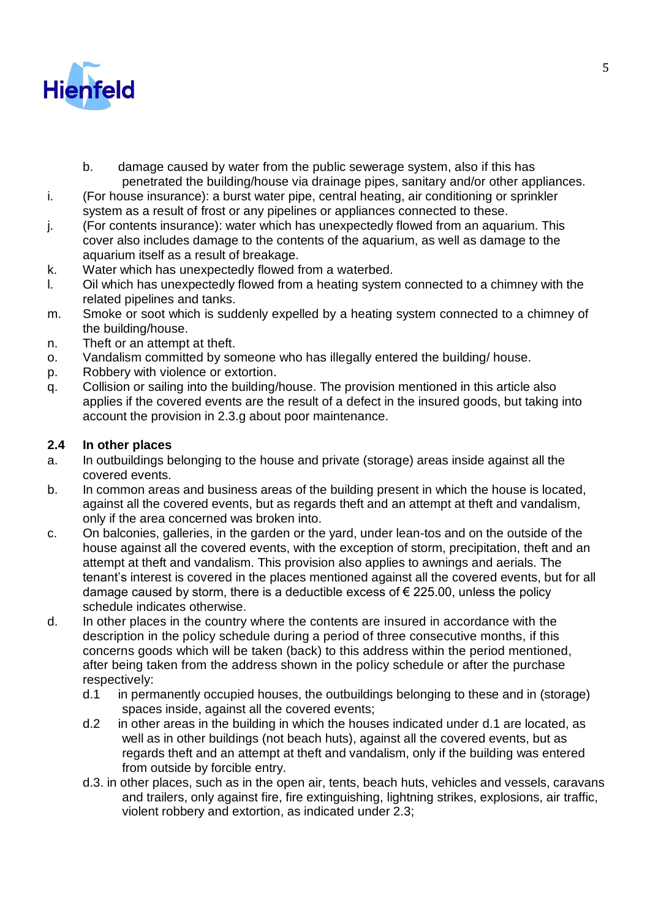b. damage caused by water from the public sewerage system, also if this has penetrated the building/house via drainage pipes, sanitary and/or other appliances.

i. (For house insurance): a burst water pipe, central heating, air conditioning or sprinkler system as a result of frost or any pipelines or appliances connected to these.

j. (For contents insurance): water which has unexpectedly flowed from an aquarium. This cover also includes damage to the contents of the aquarium, as well as damage to the aquarium itself as a result of breakage.

k. Water which has unexpectedly flowed from a waterbed.

l. Oil which has unexpectedly flowed from a heating system connected to a chimney with the related pipelines and tanks.

m. Smoke or soot which is suddenly expelled by a heating system connected to a chimney of the building/house.

n. Theft or an attempt at theft.

o. Vandalism committed by someone who has illegally entered the building/ house.

p. Robbery with violence or extortion.

q. Collision or sailing into the building/house. The provision mentioned in this article also applies if the covered events are the result of a defect in the insured goods, but taking into account the provision in 2.3.g about poor maintenance.

### 2.4 In other places

a. In outbuildings belonging to the house and private (storage) areas inside against all the covered events.

b. In common areas and business areas of the building present in which the house is located, against all the covered events, but as regards theft and an attempt at theft and vandalism, only if the area concerned was broken into.

c. On balconies, galleries, in the garden or the yard, under lean-tos and on the outside of the house against all the covered events, with the exception of storm, precipitation, theft and an attempt at theft and vandalism. This provision also applies to awnings and aerials. The tenant's interest is covered in the places mentioned against all the covered events, but for all damage caused by storm, there is a deductible excess of € 225.00, unless the policy schedule indicates otherwise.

d. In other places in the country where the contents are insured in accordance with the description in the policy schedule during a period of three consecutive months, if this concerns goods which will be taken (back) to this address within the period mentioned, after being taken from the address shown in the policy schedule or after the purchase respectively:

   d.1 in permanently occupied houses, the outbuildings belonging to these and in (storage) spaces inside, against all the covered events;

   d.2 in other areas in the building in which the houses indicated under d.1 are located, as well as in other buildings (not beach huts), against all the covered events, but as regards theft and an attempt at theft and vandalism, only if the building was entered from outside by forcible entry.

   d.3. in other places, such as in the open air, tents, beach huts, vehicles and vessels, caravans and trailers, only against fire, fire extinguishing, lightning strikes, explosions, air traffic, violent robbery and extortion, as indicated under 2.3;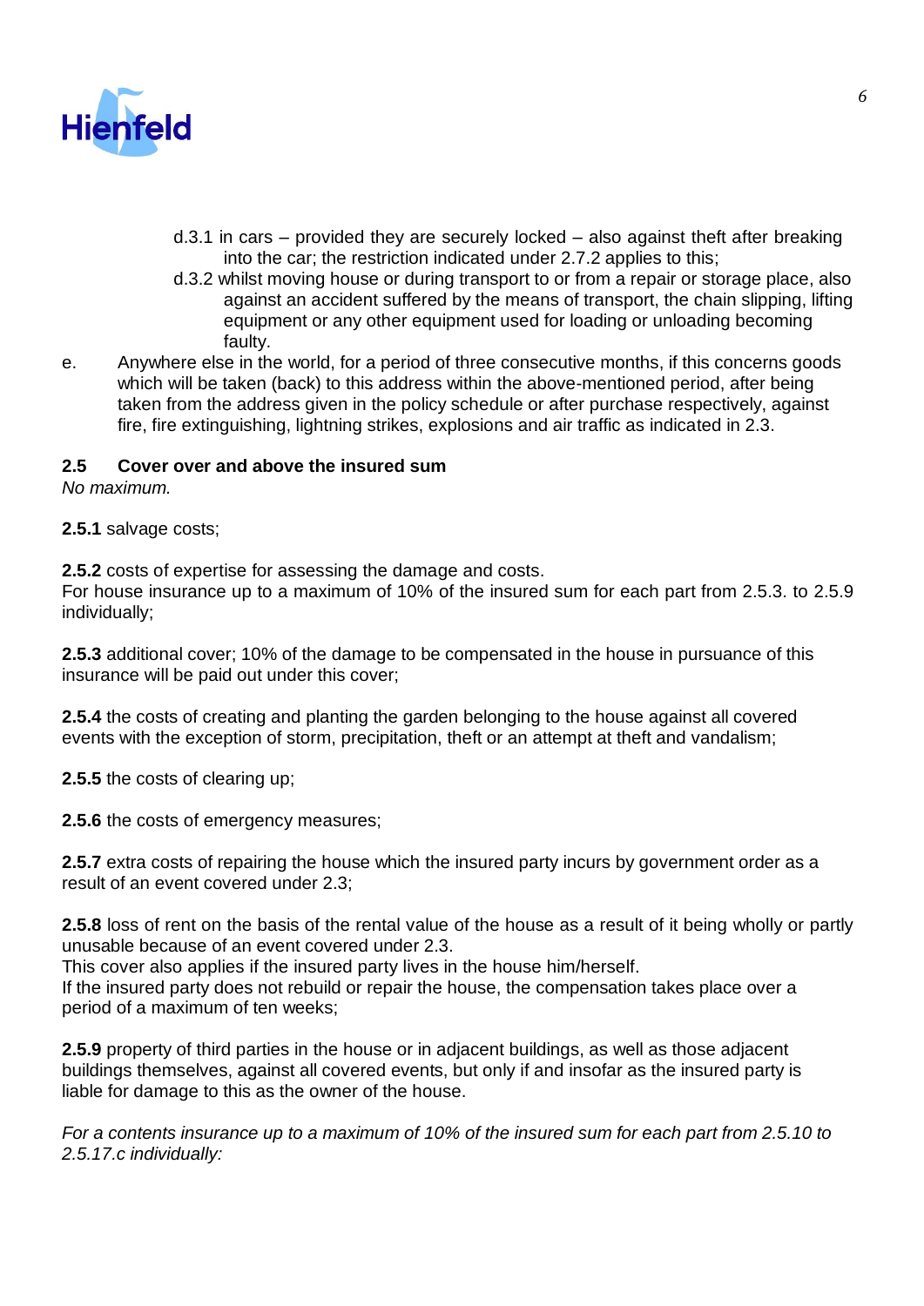- d.3.1 in cars – provided they are securely locked – also against theft after breaking into the car; the restriction indicated under 2.7.2 applies to this;
- d.3.2 whilst moving house or during transport to or from a repair or storage place, also against an accident suffered by the means of transport, the chain slipping, lifting equipment or any other equipment used for loading or unloading becoming faulty.

e. Anywhere else in the world, for a period of three consecutive months, if this concerns goods which will be taken (back) to this address within the above-mentioned period, after being taken from the address given in the policy schedule or after purchase respectively, against fire, fire extinguishing, lightning strikes, explosions and air traffic as indicated in 2.3.

### 2.5 Cover over and above the insured sum

*No maximum.*

**2.5.1** salvage costs;

**2.5.2** costs of expertise for assessing the damage and costs.
For house insurance up to a maximum of 10% of the insured sum for each part from 2.5.3. to 2.5.9 individually;

**2.5.3** additional cover; 10% of the damage to be compensated in the house in pursuance of this insurance will be paid out under this cover;

**2.5.4** the costs of creating and planting the garden belonging to the house against all covered events with the exception of storm, precipitation, theft or an attempt at theft and vandalism;

**2.5.5** the costs of clearing up;

**2.5.6** the costs of emergency measures;

**2.5.7** extra costs of repairing the house which the insured party incurs by government order as a result of an event covered under 2.3;

**2.5.8** loss of rent on the basis of the rental value of the house as a result of it being wholly or partly unusable because of an event covered under 2.3.
This cover also applies if the insured party lives in the house him/herself.
If the insured party does not rebuild or repair the house, the compensation takes place over a period of a maximum of ten weeks;

**2.5.9** property of third parties in the house or in adjacent buildings, as well as those adjacent buildings themselves, against all covered events, but only if and insofar as the insured party is liable for damage to this as the owner of the house.

*For a contents insurance up to a maximum of 10% of the insured sum for each part from 2.5.10 to 2.5.17.c individually:*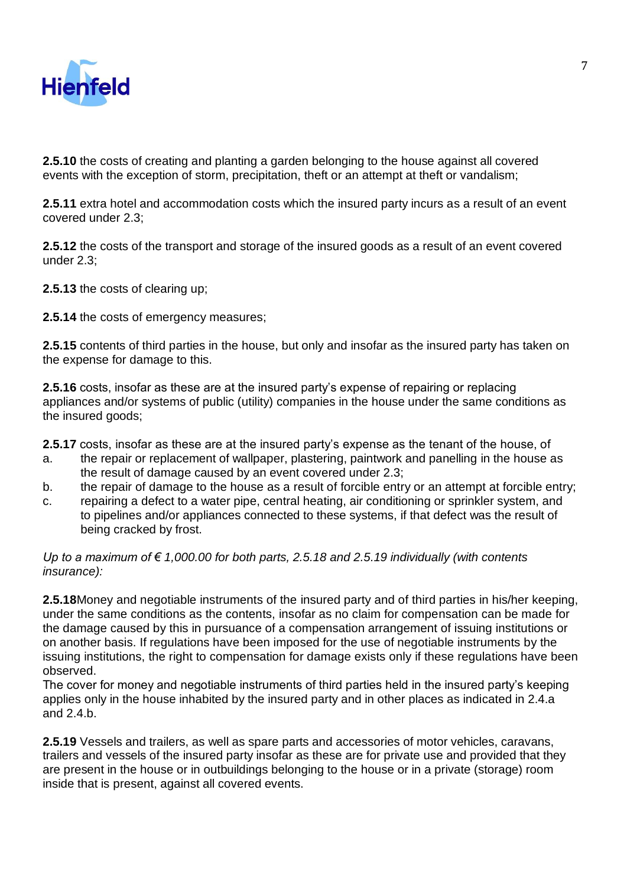**2.5.10** the costs of creating and planting a garden belonging to the house against all covered events with the exception of storm, precipitation, theft or an attempt at theft or vandalism;

**2.5.11** extra hotel and accommodation costs which the insured party incurs as a result of an event covered under 2.3;

**2.5.12** the costs of the transport and storage of the insured goods as a result of an event covered under 2.3;

**2.5.13** the costs of clearing up;

**2.5.14** the costs of emergency measures;

**2.5.15** contents of third parties in the house, but only and insofar as the insured party has taken on the expense for damage to this.

**2.5.16** costs, insofar as these are at the insured party's expense of repairing or replacing appliances and/or systems of public (utility) companies in the house under the same conditions as the insured goods;

**2.5.17** costs, insofar as these are at the insured party's expense as the tenant of the house, of

a. the repair or replacement of wallpaper, plastering, paintwork and panelling in the house as the result of damage caused by an event covered under 2.3;
b. the repair of damage to the house as a result of forcible entry or an attempt at forcible entry;
c. repairing a defect to a water pipe, central heating, air conditioning or sprinkler system, and to pipelines and/or appliances connected to these systems, if that defect was the result of being cracked by frost.

*Up to a maximum of € 1,000.00 for both parts, 2.5.18 and 2.5.19 individually (with contents insurance):*

**2.5.18**Money and negotiable instruments of the insured party and of third parties in his/her keeping, under the same conditions as the contents, insofar as no claim for compensation can be made for the damage caused by this in pursuance of a compensation arrangement of issuing institutions or on another basis. If regulations have been imposed for the use of negotiable instruments by the issuing institutions, the right to compensation for damage exists only if these regulations have been observed.
The cover for money and negotiable instruments of third parties held in the insured party's keeping applies only in the house inhabited by the insured party and in other places as indicated in 2.4.a and 2.4.b.

**2.5.19** Vessels and trailers, as well as spare parts and accessories of motor vehicles, caravans, trailers and vessels of the insured party insofar as these are for private use and provided that they are present in the house or in outbuildings belonging to the house or in a private (storage) room inside that is present, against all covered events.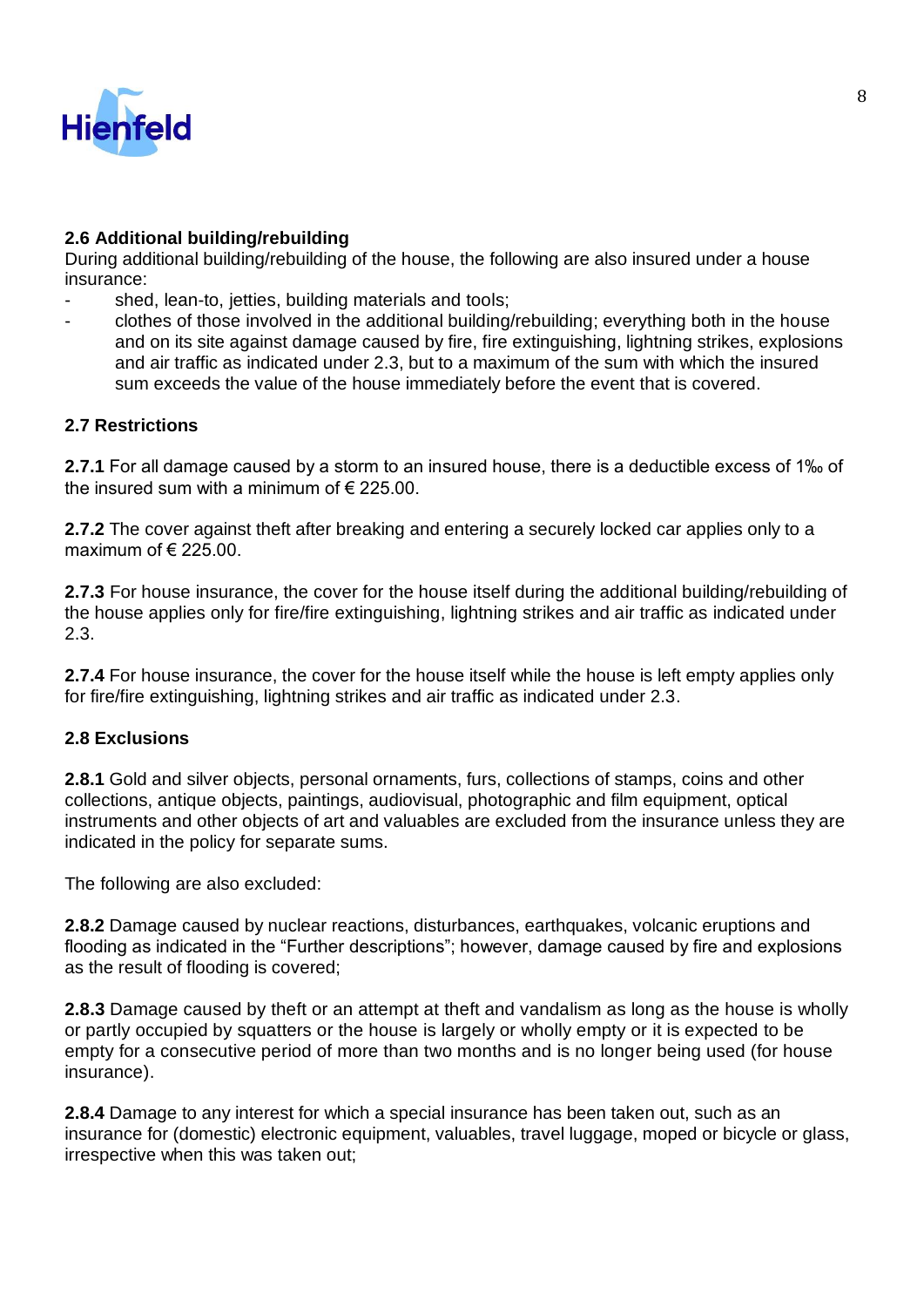### 2.6 Additional building/rebuilding

During additional building/rebuilding of the house, the following are also insured under a house insurance:

- shed, lean-to, jetties, building materials and tools;
- clothes of those involved in the additional building/rebuilding; everything both in the house and on its site against damage caused by fire, fire extinguishing, lightning strikes, explosions and air traffic as indicated under 2.3, but to a maximum of the sum with which the insured sum exceeds the value of the house immediately before the event that is covered.

### 2.7 Restrictions

**2.7.1** For all damage caused by a storm to an insured house, there is a deductible excess of 1‰ of the insured sum with a minimum of € 225.00.

**2.7.2** The cover against theft after breaking and entering a securely locked car applies only to a maximum of € 225.00.

**2.7.3** For house insurance, the cover for the house itself during the additional building/rebuilding of the house applies only for fire/fire extinguishing, lightning strikes and air traffic as indicated under 2.3.

**2.7.4** For house insurance, the cover for the house itself while the house is left empty applies only for fire/fire extinguishing, lightning strikes and air traffic as indicated under 2.3.

### 2.8 Exclusions

**2.8.1** Gold and silver objects, personal ornaments, furs, collections of stamps, coins and other collections, antique objects, paintings, audiovisual, photographic and film equipment, optical instruments and other objects of art and valuables are excluded from the insurance unless they are indicated in the policy for separate sums.

The following are also excluded:

**2.8.2** Damage caused by nuclear reactions, disturbances, earthquakes, volcanic eruptions and flooding as indicated in the “Further descriptions”; however, damage caused by fire and explosions as the result of flooding is covered;

**2.8.3** Damage caused by theft or an attempt at theft and vandalism as long as the house is wholly or partly occupied by squatters or the house is largely or wholly empty or it is expected to be empty for a consecutive period of more than two months and is no longer being used (for house insurance).

**2.8.4** Damage to any interest for which a special insurance has been taken out, such as an insurance for (domestic) electronic equipment, valuables, travel luggage, moped or bicycle or glass, irrespective when this was taken out;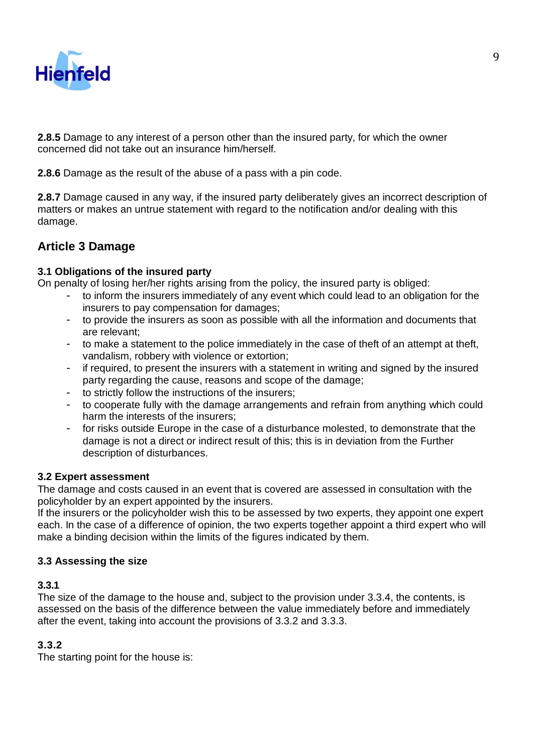**2.8.5** Damage to any interest of a person other than the insured party, for which the owner concerned did not take out an insurance him/herself.

**2.8.6** Damage as the result of the abuse of a pass with a pin code.

**2.8.7** Damage caused in any way, if the insured party deliberately gives an incorrect description of matters or makes an untrue statement with regard to the notification and/or dealing with this damage.

## Article 3 Damage

### 3.1 Obligations of the insured party

On penalty of losing her/her rights arising from the policy, the insured party is obliged:

- to inform the insurers immediately of any event which could lead to an obligation for the insurers to pay compensation for damages;
- to provide the insurers as soon as possible with all the information and documents that are relevant;
- to make a statement to the police immediately in the case of theft of an attempt at theft, vandalism, robbery with violence or extortion;
- if required, to present the insurers with a statement in writing and signed by the insured party regarding the cause, reasons and scope of the damage;
- to strictly follow the instructions of the insurers;
- to cooperate fully with the damage arrangements and refrain from anything which could harm the interests of the insurers;
- for risks outside Europe in the case of a disturbance molested, to demonstrate that the damage is not a direct or indirect result of this; this is in deviation from the Further description of disturbances.

### 3.2 Expert assessment

The damage and costs caused in an event that is covered are assessed in consultation with the policyholder by an expert appointed by the insurers.
If the insurers or the policyholder wish this to be assessed by two experts, they appoint one expert each. In the case of a difference of opinion, the two experts together appoint a third expert who will make a binding decision within the limits of the figures indicated by them.

### 3.3 Assessing the size

**3.3.1**
The size of the damage to the house and, subject to the provision under 3.3.4, the contents, is assessed on the basis of the difference between the value immediately before and immediately after the event, taking into account the provisions of 3.3.2 and 3.3.3.

**3.3.2**
The starting point for the house is: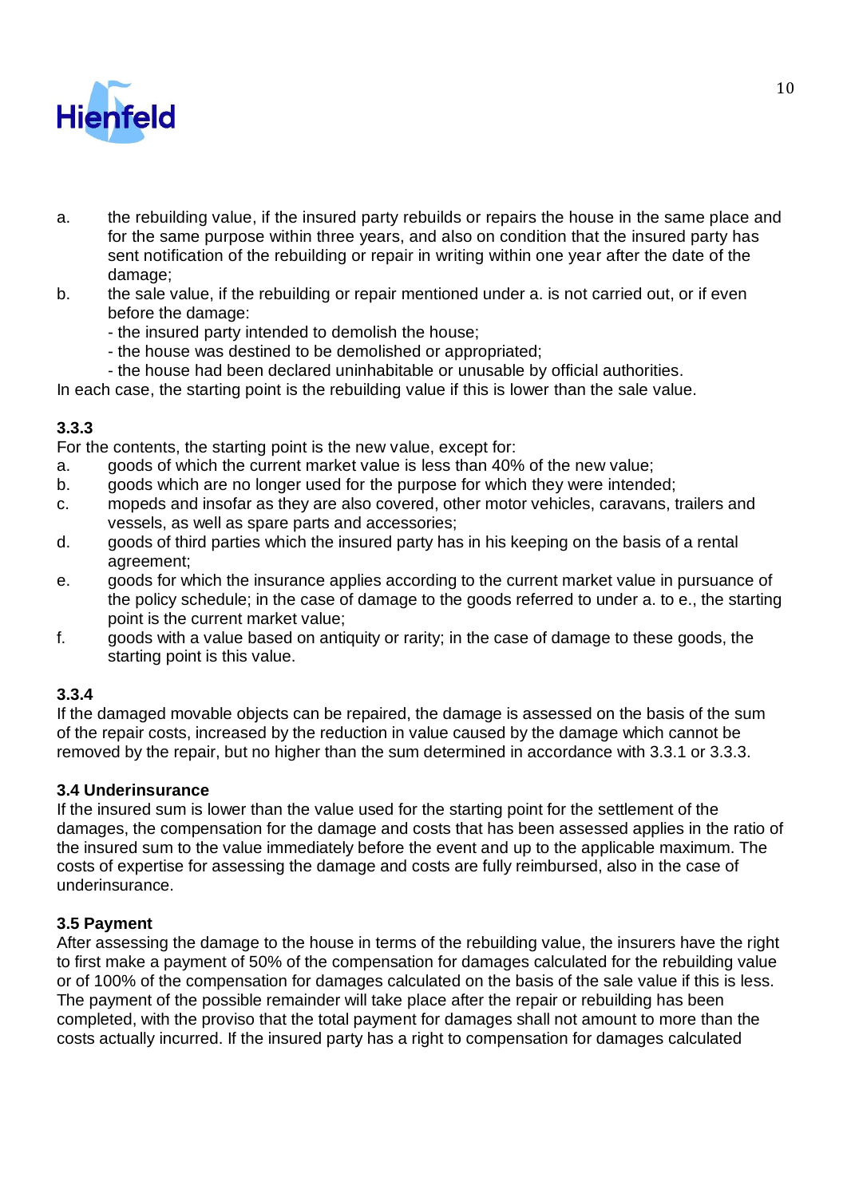a. the rebuilding value, if the insured party rebuilds or repairs the house in the same place and for the same purpose within three years, and also on condition that the insured party has sent notification of the rebuilding or repair in writing within one year after the date of the damage;
b. the sale value, if the rebuilding or repair mentioned under a. is not carried out, or if even before the damage:
   - the insured party intended to demolish the house;
   - the house was destined to be demolished or appropriated;
   - the house had been declared uninhabitable or unusable by official authorities.

In each case, the starting point is the rebuilding value if this is lower than the sale value.

**3.3.3**

For the contents, the starting point is the new value, except for:

a. goods of which the current market value is less than 40% of the new value;
b. goods which are no longer used for the purpose for which they were intended;
c. mopeds and insofar as they are also covered, other motor vehicles, caravans, trailers and vessels, as well as spare parts and accessories;
d. goods of third parties which the insured party has in his keeping on the basis of a rental agreement;
e. goods for which the insurance applies according to the current market value in pursuance of the policy schedule; in the case of damage to the goods referred to under a. to e., the starting point is the current market value;
f. goods with a value based on antiquity or rarity; in the case of damage to these goods, the starting point is this value.

**3.3.4**

If the damaged movable objects can be repaired, the damage is assessed on the basis of the sum of the repair costs, increased by the reduction in value caused by the damage which cannot be removed by the repair, but no higher than the sum determined in accordance with 3.3.1 or 3.3.3.

**3.4 Underinsurance**

If the insured sum is lower than the value used for the starting point for the settlement of the damages, the compensation for the damage and costs that has been assessed applies in the ratio of the insured sum to the value immediately before the event and up to the applicable maximum. The costs of expertise for assessing the damage and costs are fully reimbursed, also in the case of underinsurance.

**3.5 Payment**

After assessing the damage to the house in terms of the rebuilding value, the insurers have the right to first make a payment of 50% of the compensation for damages calculated for the rebuilding value or of 100% of the compensation for damages calculated on the basis of the sale value if this is less. The payment of the possible remainder will take place after the repair or rebuilding has been completed, with the proviso that the total payment for damages shall not amount to more than the costs actually incurred. If the insured party has a right to compensation for damages calculated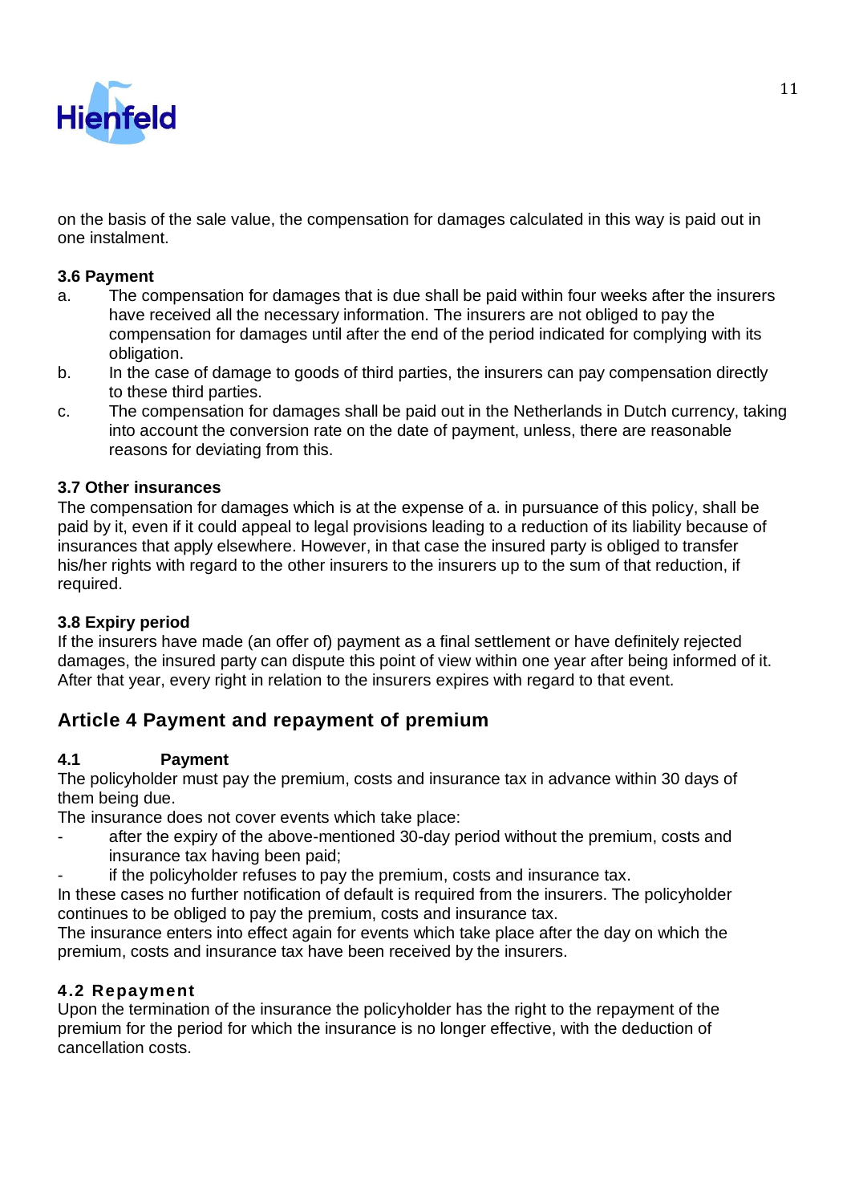on the basis of the sale value, the compensation for damages calculated in this way is paid out in one instalment.

### 3.6 Payment

a. The compensation for damages that is due shall be paid within four weeks after the insurers have received all the necessary information. The insurers are not obliged to pay the compensation for damages until after the end of the period indicated for complying with its obligation.
b. In the case of damage to goods of third parties, the insurers can pay compensation directly to these third parties.
c. The compensation for damages shall be paid out in the Netherlands in Dutch currency, taking into account the conversion rate on the date of payment, unless, there are reasonable reasons for deviating from this.

### 3.7 Other insurances

The compensation for damages which is at the expense of a. in pursuance of this policy, shall be paid by it, even if it could appeal to legal provisions leading to a reduction of its liability because of insurances that apply elsewhere. However, in that case the insured party is obliged to transfer his/her rights with regard to the other insurers to the insurers up to the sum of that reduction, if required.

### 3.8 Expiry period

If the insurers have made (an offer of) payment as a final settlement or have definitely rejected damages, the insured party can dispute this point of view within one year after being informed of it. After that year, every right in relation to the insurers expires with regard to that event.

## Article 4 Payment and repayment of premium

### 4.1 Payment

The policyholder must pay the premium, costs and insurance tax in advance within 30 days of them being due.
The insurance does not cover events which take place:

- after the expiry of the above-mentioned 30-day period without the premium, costs and insurance tax having been paid;
- if the policyholder refuses to pay the premium, costs and insurance tax.

In these cases no further notification of default is required from the insurers. The policyholder continues to be obliged to pay the premium, costs and insurance tax.
The insurance enters into effect again for events which take place after the day on which the premium, costs and insurance tax have been received by the insurers.

### 4.2 Repayment

Upon the termination of the insurance the policyholder has the right to the repayment of the premium for the period for which the insurance is no longer effective, with the deduction of cancellation costs.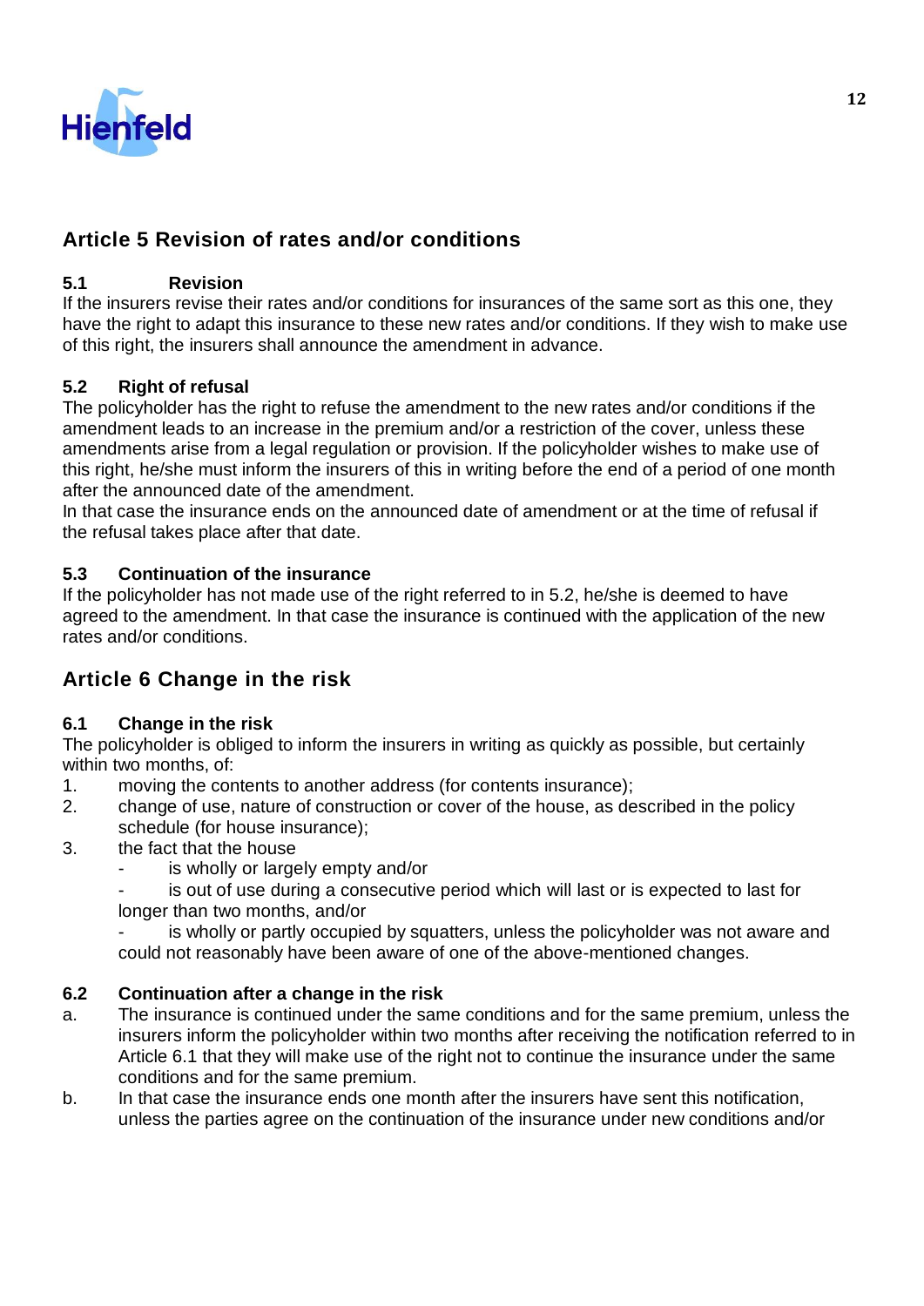## Article 5 Revision of rates and/or conditions

### 5.1 Revision

If the insurers revise their rates and/or conditions for insurances of the same sort as this one, they have the right to adapt this insurance to these new rates and/or conditions. If they wish to make use of this right, the insurers shall announce the amendment in advance.

### 5.2 Right of refusal

The policyholder has the right to refuse the amendment to the new rates and/or conditions if the amendment leads to an increase in the premium and/or a restriction of the cover, unless these amendments arise from a legal regulation or provision. If the policyholder wishes to make use of this right, he/she must inform the insurers of this in writing before the end of a period of one month after the announced date of the amendment.

In that case the insurance ends on the announced date of amendment or at the time of refusal if the refusal takes place after that date.

### 5.3 Continuation of the insurance

If the policyholder has not made use of the right referred to in 5.2, he/she is deemed to have agreed to the amendment. In that case the insurance is continued with the application of the new rates and/or conditions.

## Article 6 Change in the risk

### 6.1 Change in the risk

The policyholder is obliged to inform the insurers in writing as quickly as possible, but certainly within two months, of:

1. moving the contents to another address (for contents insurance);
2. change of use, nature of construction or cover of the house, as described in the policy schedule (for house insurance);
3. the fact that the house
   - is wholly or largely empty and/or
   - is out of use during a consecutive period which will last or is expected to last for longer than two months, and/or
   - is wholly or partly occupied by squatters, unless the policyholder was not aware and could not reasonably have been aware of one of the above-mentioned changes.

### 6.2 Continuation after a change in the risk

a. The insurance is continued under the same conditions and for the same premium, unless the insurers inform the policyholder within two months after receiving the notification referred to in Article 6.1 that they will make use of the right not to continue the insurance under the same conditions and for the same premium.

b. In that case the insurance ends one month after the insurers have sent this notification, unless the parties agree on the continuation of the insurance under new conditions and/or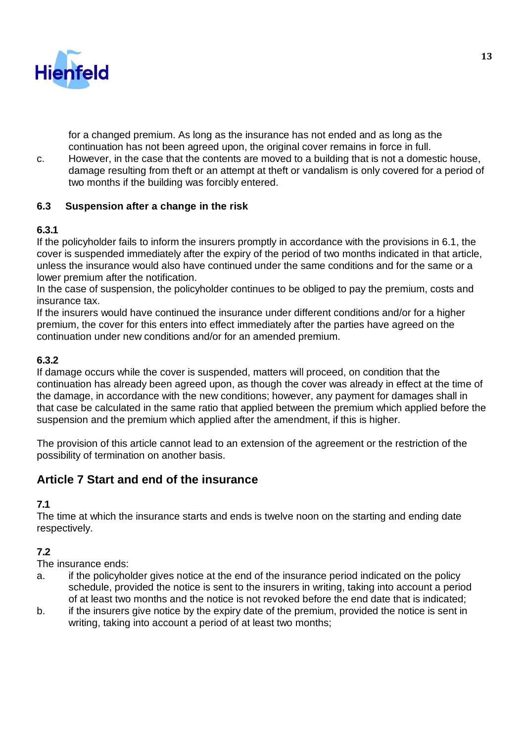for a changed premium. As long as the insurance has not ended and as long as the continuation has not been agreed upon, the original cover remains in force in full.

c. However, in the case that the contents are moved to a building that is not a domestic house, damage resulting from theft or an attempt at theft or vandalism is only covered for a period of two months if the building was forcibly entered.

### 6.3 Suspension after a change in the risk

**6.3.1**

If the policyholder fails to inform the insurers promptly in accordance with the provisions in 6.1, the cover is suspended immediately after the expiry of the period of two months indicated in that article, unless the insurance would also have continued under the same conditions and for the same or a lower premium after the notification.
In the case of suspension, the policyholder continues to be obliged to pay the premium, costs and insurance tax.
If the insurers would have continued the insurance under different conditions and/or for a higher premium, the cover for this enters into effect immediately after the parties have agreed on the continuation under new conditions and/or for an amended premium.

**6.3.2**

If damage occurs while the cover is suspended, matters will proceed, on condition that the continuation has already been agreed upon, as though the cover was already in effect at the time of the damage, in accordance with the new conditions; however, any payment for damages shall in that case be calculated in the same ratio that applied between the premium which applied before the suspension and the premium which applied after the amendment, if this is higher.

The provision of this article cannot lead to an extension of the agreement or the restriction of the possibility of termination on another basis.

## Article 7 Start and end of the insurance

**7.1**

The time at which the insurance starts and ends is twelve noon on the starting and ending date respectively.

**7.2**

The insurance ends:

a. if the policyholder gives notice at the end of the insurance period indicated on the policy schedule, provided the notice is sent to the insurers in writing, taking into account a period of at least two months and the notice is not revoked before the end date that is indicated;
b. if the insurers give notice by the expiry date of the premium, provided the notice is sent in writing, taking into account a period of at least two months;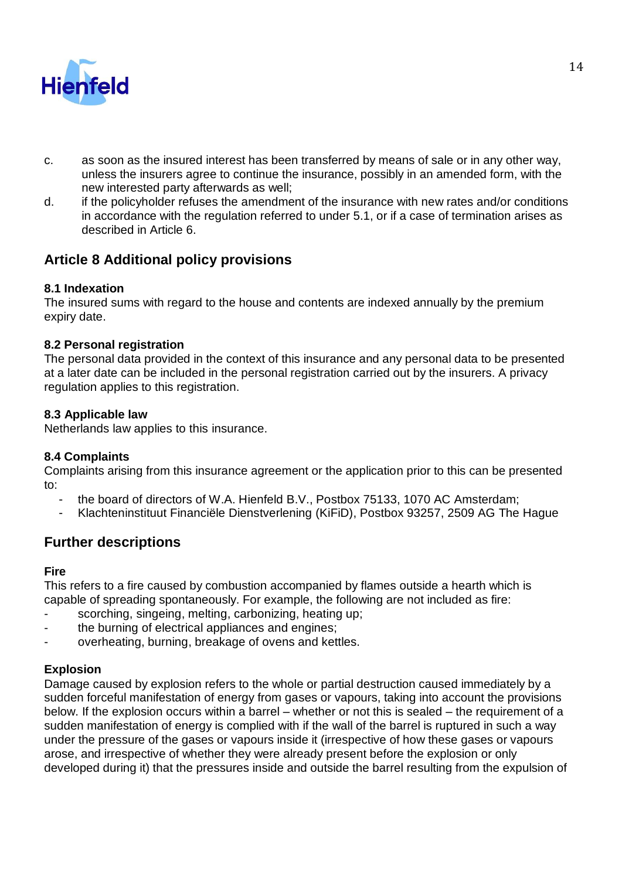c. as soon as the insured interest has been transferred by means of sale or in any other way, unless the insurers agree to continue the insurance, possibly in an amended form, with the new interested party afterwards as well;

d. if the policyholder refuses the amendment of the insurance with new rates and/or conditions in accordance with the regulation referred to under 5.1, or if a case of termination arises as described in Article 6.

## Article 8 Additional policy provisions

**8.1 Indexation**
The insured sums with regard to the house and contents are indexed annually by the premium expiry date.

**8.2 Personal registration**
The personal data provided in the context of this insurance and any personal data to be presented at a later date can be included in the personal registration carried out by the insurers. A privacy regulation applies to this registration.

**8.3 Applicable law**
Netherlands law applies to this insurance.

**8.4 Complaints**
Complaints arising from this insurance agreement or the application prior to this can be presented to:

- the board of directors of W.A. Hienfeld B.V., Postbox 75133, 1070 AC Amsterdam;
- Klachteninstituut Financiële Dienstverlening (KiFiD), Postbox 93257, 2509 AG The Hague

## Further descriptions

**Fire**
This refers to a fire caused by combustion accompanied by flames outside a hearth which is capable of spreading spontaneously. For example, the following are not included as fire:

- scorching, singeing, melting, carbonizing, heating up;
- the burning of electrical appliances and engines;
- overheating, burning, breakage of ovens and kettles.

**Explosion**
Damage caused by explosion refers to the whole or partial destruction caused immediately by a sudden forceful manifestation of energy from gases or vapours, taking into account the provisions below. If the explosion occurs within a barrel – whether or not this is sealed – the requirement of a sudden manifestation of energy is complied with if the wall of the barrel is ruptured in such a way under the pressure of the gases or vapours inside it (irrespective of how these gases or vapours arose, and irrespective of whether they were already present before the explosion or only developed during it) that the pressures inside and outside the barrel resulting from the expulsion of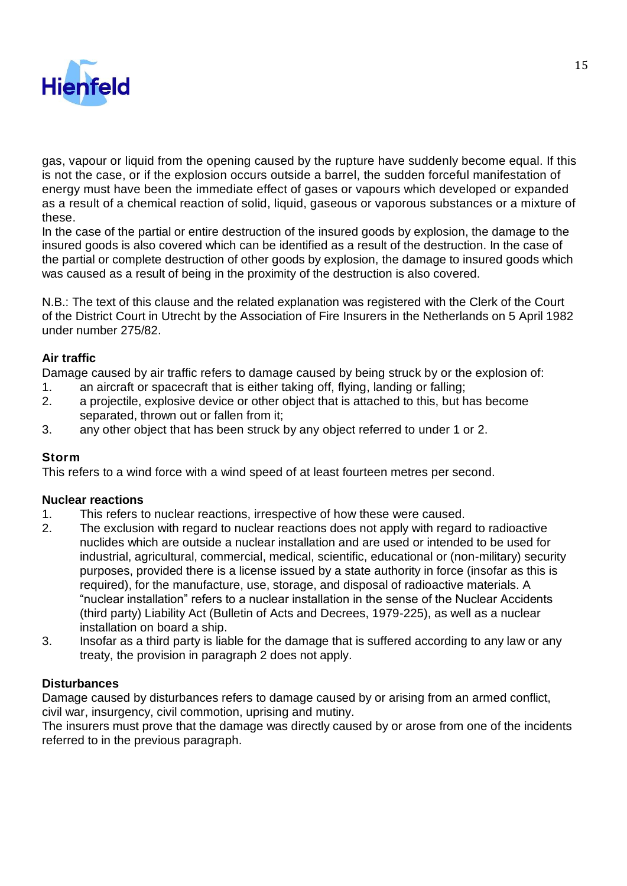gas, vapour or liquid from the opening caused by the rupture have suddenly become equal. If this is not the case, or if the explosion occurs outside a barrel, the sudden forceful manifestation of energy must have been the immediate effect of gases or vapours which developed or expanded as a result of a chemical reaction of solid, liquid, gaseous or vaporous substances or a mixture of these.
In the case of the partial or entire destruction of the insured goods by explosion, the damage to the insured goods is also covered which can be identified as a result of the destruction. In the case of the partial or complete destruction of other goods by explosion, the damage to insured goods which was caused as a result of being in the proximity of the destruction is also covered.

N.B.: The text of this clause and the related explanation was registered with the Clerk of the Court of the District Court in Utrecht by the Association of Fire Insurers in the Netherlands on 5 April 1982 under number 275/82.

**Air traffic**
Damage caused by air traffic refers to damage caused by being struck by or the explosion of:

1. an aircraft or spacecraft that is either taking off, flying, landing or falling;
2. a projectile, explosive device or other object that is attached to this, but has become separated, thrown out or fallen from it;
3. any other object that has been struck by any object referred to under 1 or 2.

**Storm**
This refers to a wind force with a wind speed of at least fourteen metres per second.

**Nuclear reactions**

1. This refers to nuclear reactions, irrespective of how these were caused.
2. The exclusion with regard to nuclear reactions does not apply with regard to radioactive nuclides which are outside a nuclear installation and are used or intended to be used for industrial, agricultural, commercial, medical, scientific, educational or (non-military) security purposes, provided there is a license issued by a state authority in force (insofar as this is required), for the manufacture, use, storage, and disposal of radioactive materials. A "nuclear installation" refers to a nuclear installation in the sense of the Nuclear Accidents (third party) Liability Act (Bulletin of Acts and Decrees, 1979-225), as well as a nuclear installation on board a ship.
3. Insofar as a third party is liable for the damage that is suffered according to any law or any treaty, the provision in paragraph 2 does not apply.

**Disturbances**
Damage caused by disturbances refers to damage caused by or arising from an armed conflict, civil war, insurgency, civil commotion, uprising and mutiny.
The insurers must prove that the damage was directly caused by or arose from one of the incidents referred to in the previous paragraph.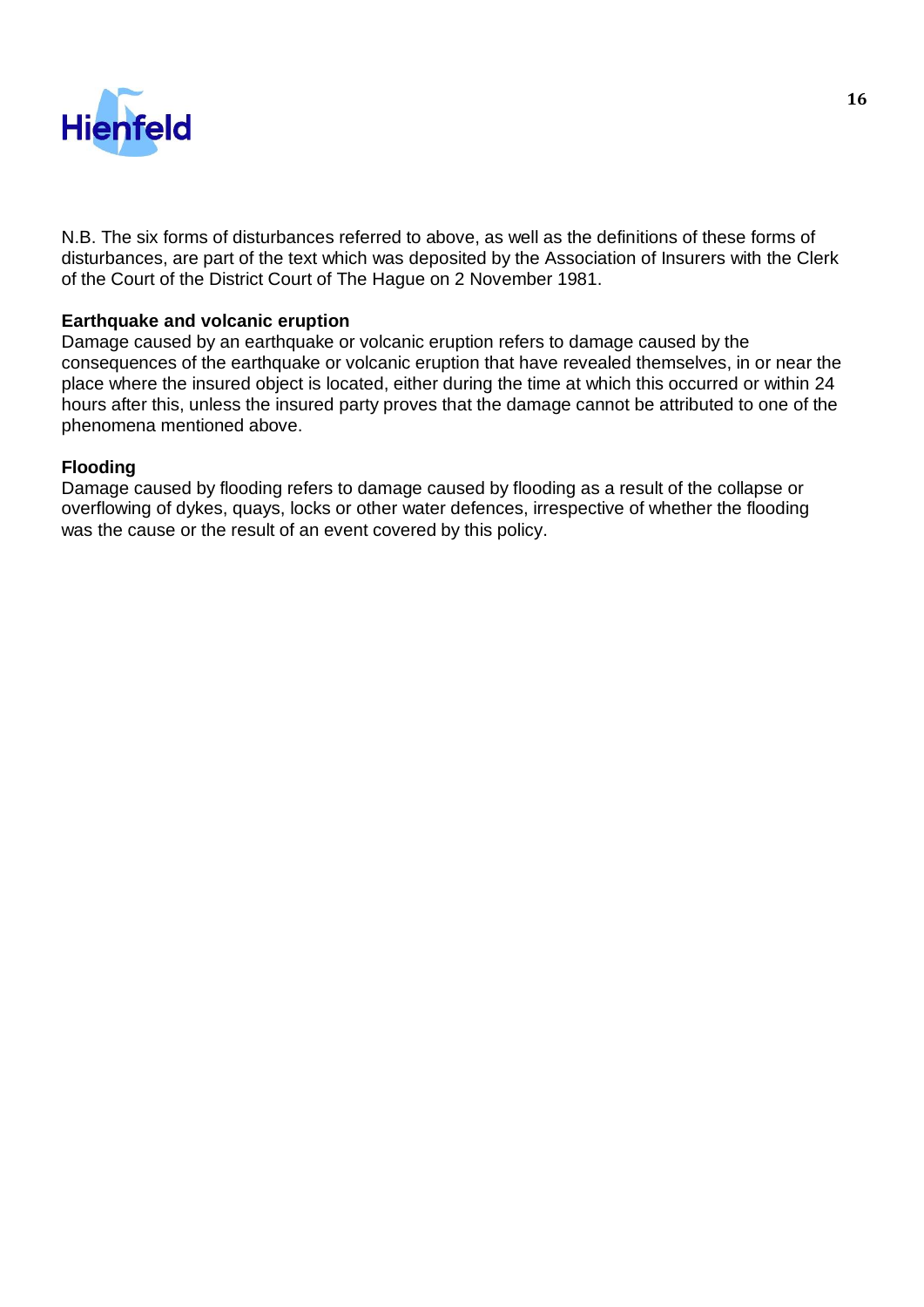N.B. The six forms of disturbances referred to above, as well as the definitions of these forms of disturbances, are part of the text which was deposited by the Association of Insurers with the Clerk of the Court of the District Court of The Hague on 2 November 1981.

**Earthquake and volcanic eruption**
Damage caused by an earthquake or volcanic eruption refers to damage caused by the consequences of the earthquake or volcanic eruption that have revealed themselves, in or near the place where the insured object is located, either during the time at which this occurred or within 24 hours after this, unless the insured party proves that the damage cannot be attributed to one of the phenomena mentioned above.

**Flooding**
Damage caused by flooding refers to damage caused by flooding as a result of the collapse or overflowing of dykes, quays, locks or other water defences, irrespective of whether the flooding was the cause or the result of an event covered by this policy.